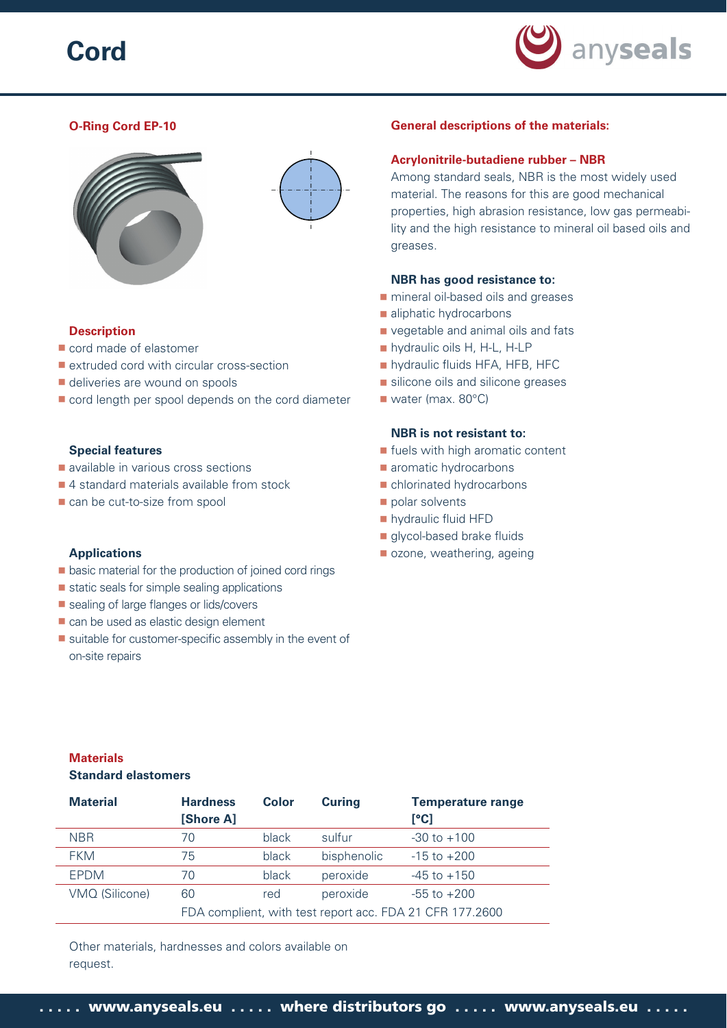# Cord

## O-Ring Cord EP-10

### Description

- cord made of elastomer
- extruded cord with circular cross-section
- deliveries are wound on spools
- cord length per spool depends on the cord diameter

### Special features

- available in various cross sections
- 4 standard materials available from stock
- can be cut-to-size from spool

### Applications

- basic material for the production of joined cord rings
- static seals for simple sealing applications
- sealing of large flanges or lids/covers
- can be used as elastic design element
- suitable for customer-specific assembly in the event of on-site repairs

## General descriptions of the materials:

### Acrylonitrile-butadiene rubber – NBR

Among standard seals, NBR is the most widely used material. The reasons for this are good mechanical properties, high abrasion resistance, low gas permeability and the high resistance to mineral oil based oils and greases.

**NBR has good resistance to:**

- mineral oil-based oils and greases
- aliphatic hydrocarbons
- vegetable and animal oils and fats
- hydraulic oils H, H-L, H-LP
- hydraulic fluids HFA, HFB, HFC
- silicone oils and silicone greases
- water (max. 80°C)

**NBR is not resistant to:**

- fuels with high aromatic content
- aromatic hydrocarbons
- chlorinated hydrocarbons
- polar solvents
- hydraulic fluid HFD
- glycol-based brake fluids
- ozone, weathering, ageing

## Materials

**Standard elastomers**

| Material | Hardness [Shore A] | Color | Curing | Temperature range [°C] |
|---|---|---|---|---|
| NBR | 70 | black | sulfur | -30 to +100 |
| FKM | 75 | black | bisphenolic | -15 to +200 |
| EPDM | 70 | black | peroxide | -45 to +150 |
| VMQ (Silicone) | 60 | red | peroxide | -55 to +200 |
| | FDA complient, with test report acc. FDA 21 CFR 177.2600 | | | |

Other materials, hardnesses and colors available on request.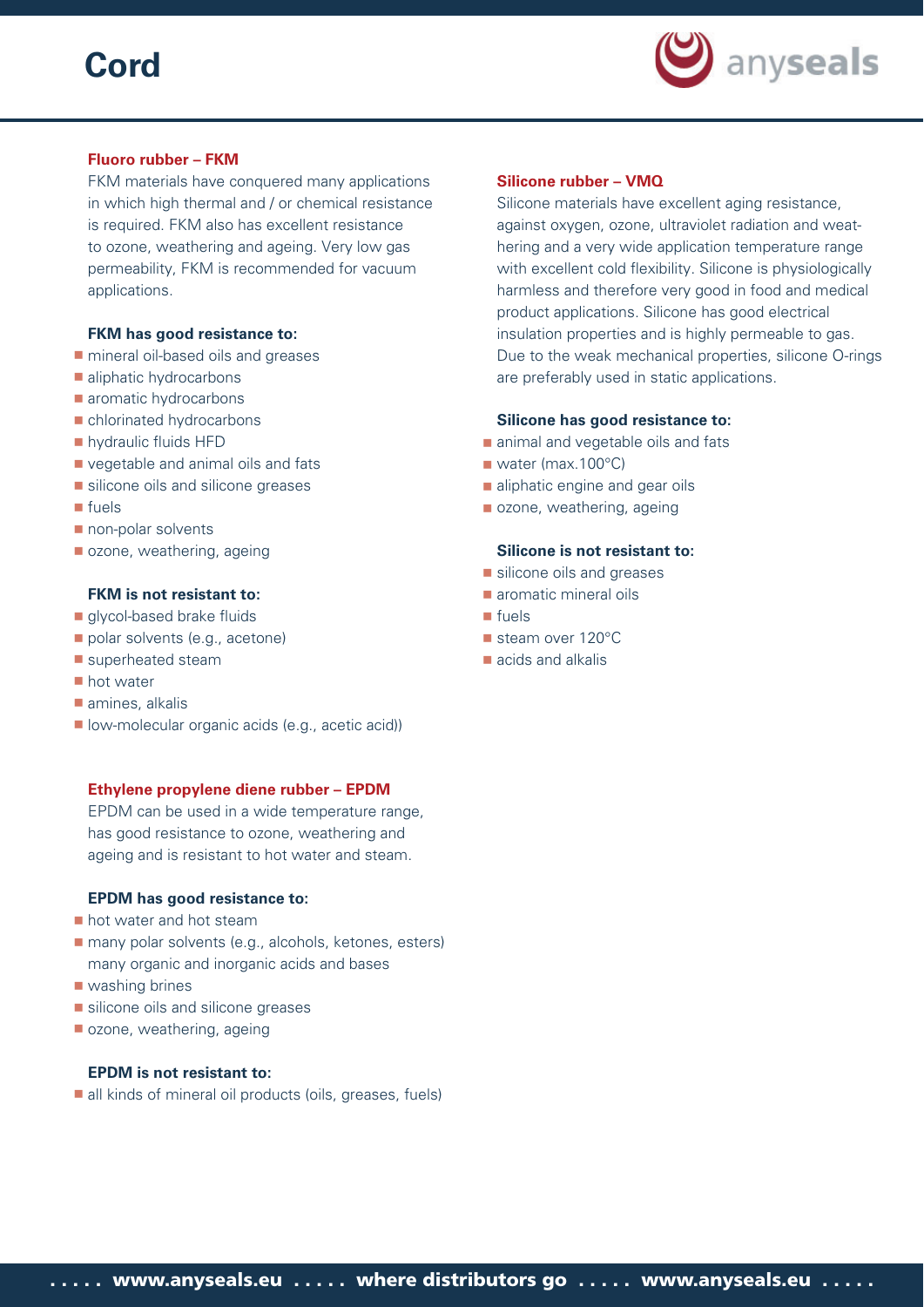# Cord

### Fluoro rubber – FKM

FKM materials have conquered many applications in which high thermal and / or chemical resistance is required. FKM also has excellent resistance to ozone, weathering and ageing. Very low gas permeability, FKM is recommended for vacuum applications.

**FKM has good resistance to:**

- mineral oil-based oils and greases
- aliphatic hydrocarbons
- aromatic hydrocarbons
- chlorinated hydrocarbons
- hydraulic fluids HFD
- vegetable and animal oils and fats
- silicone oils and silicone greases
- fuels
- non-polar solvents
- ozone, weathering, ageing

**FKM is not resistant to:**

- glycol-based brake fluids
- polar solvents (e.g., acetone)
- superheated steam
- hot water
- amines, alkalis
- low-molecular organic acids (e.g., acetic acid))

### Ethylene propylene diene rubber – EPDM

EPDM can be used in a wide temperature range, has good resistance to ozone, weathering and ageing and is resistant to hot water and steam.

**EPDM has good resistance to:**

- hot water and hot steam
- many polar solvents (e.g., alcohols, ketones, esters) many organic and inorganic acids and bases
- washing brines
- silicone oils and silicone greases
- ozone, weathering, ageing

**EPDM is not resistant to:**

- all kinds of mineral oil products (oils, greases, fuels)

### Silicone rubber – VMQ

Silicone materials have excellent aging resistance, against oxygen, ozone, ultraviolet radiation and weathering and a very wide application temperature range with excellent cold flexibility. Silicone is physiologically harmless and therefore very good in food and medical product applications. Silicone has good electrical insulation properties and is highly permeable to gas. Due to the weak mechanical properties, silicone O-rings are preferably used in static applications.

**Silicone has good resistance to:**

- animal and vegetable oils and fats
- water (max.100°C)
- aliphatic engine and gear oils
- ozone, weathering, ageing

**Silicone is not resistant to:**

- silicone oils and greases
- aromatic mineral oils
- fuels
- steam over 120°C
- acids and alkalis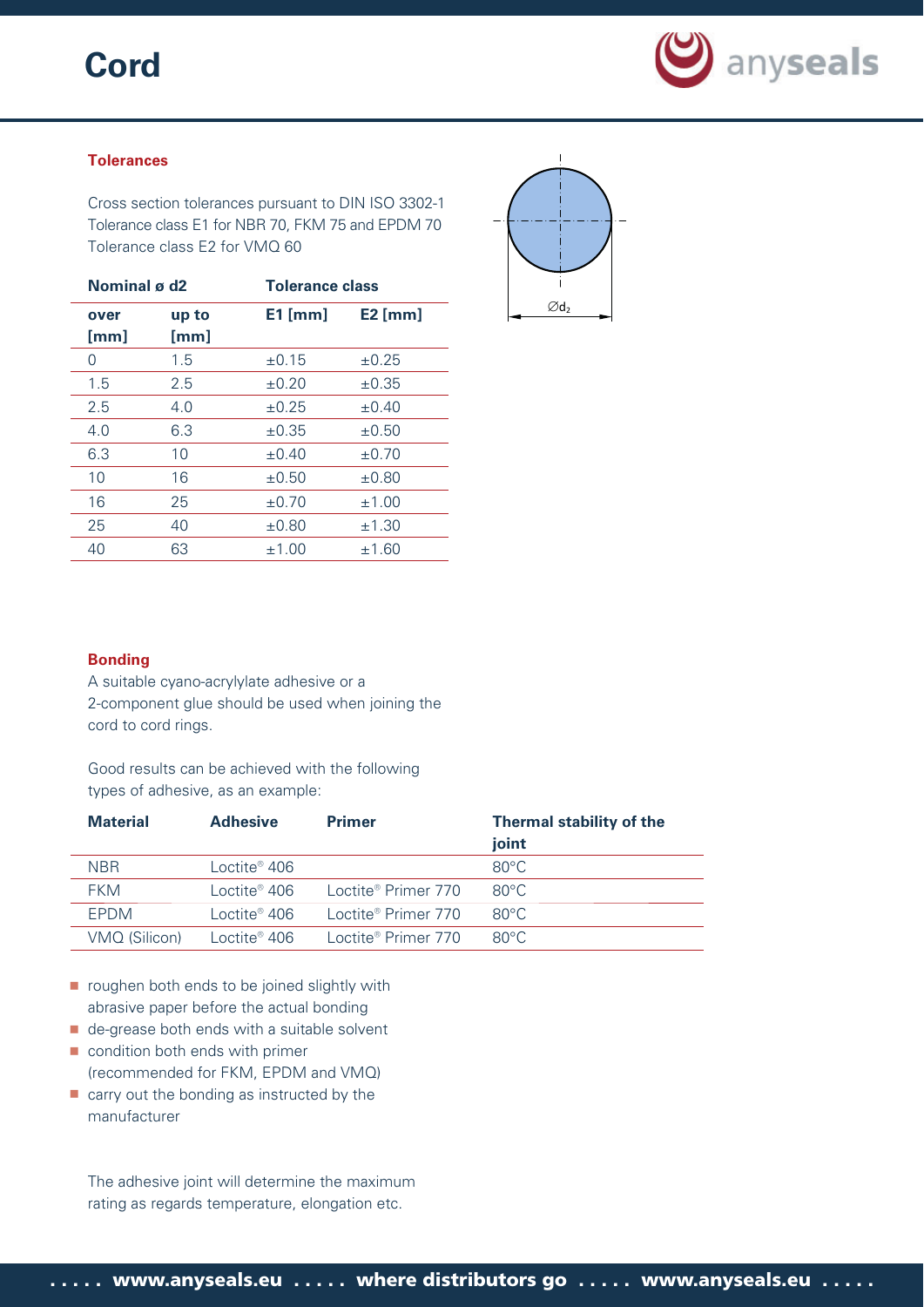# Cord

## Tolerances

Cross section tolerances pursuant to DIN ISO 3302-1
Tolerance class E1 for NBR 70, FKM 75 and EPDM 70
Tolerance class E2 for VMQ 60

| Nominal ø d2 | | Tolerance class | |
|---|---|---|---|
| **over [mm]** | **up to [mm]** | **E1 [mm]** | **E2 [mm]** |
| 0 | 1.5 | ±0.15 | ±0.25 |
| 1.5 | 2.5 | ±0.20 | ±0.35 |
| 2.5 | 4.0 | ±0.25 | ±0.40 |
| 4.0 | 6.3 | ±0.35 | ±0.50 |
| 6.3 | 10 | ±0.40 | ±0.70 |
| 10 | 16 | ±0.50 | ±0.80 |
| 16 | 25 | ±0.70 | ±1.00 |
| 25 | 40 | ±0.80 | ±1.30 |
| 40 | 63 | ±1.00 | ±1.60 |

$\varnothing d_2$

## Bonding

A suitable cyano-acrylylate adhesive or a 2-component glue should be used when joining the cord to cord rings.

Good results can be achieved with the following types of adhesive, as an example:

| Material | Adhesive | Primer | Thermal stability of the joint |
|---|---|---|---|
| NBR | Loctite® 406 | | 80°C |
| FKM | Loctite® 406 | Loctite® Primer 770 | 80°C |
| EPDM | Loctite® 406 | Loctite® Primer 770 | 80°C |
| VMQ (Silicon) | Loctite® 406 | Loctite® Primer 770 | 80°C |

- roughen both ends to be joined slightly with abrasive paper before the actual bonding
- de-grease both ends with a suitable solvent
- condition both ends with primer (recommended for FKM, EPDM and VMQ)
- carry out the bonding as instructed by the manufacturer

The adhesive joint will determine the maximum rating as regards temperature, elongation etc.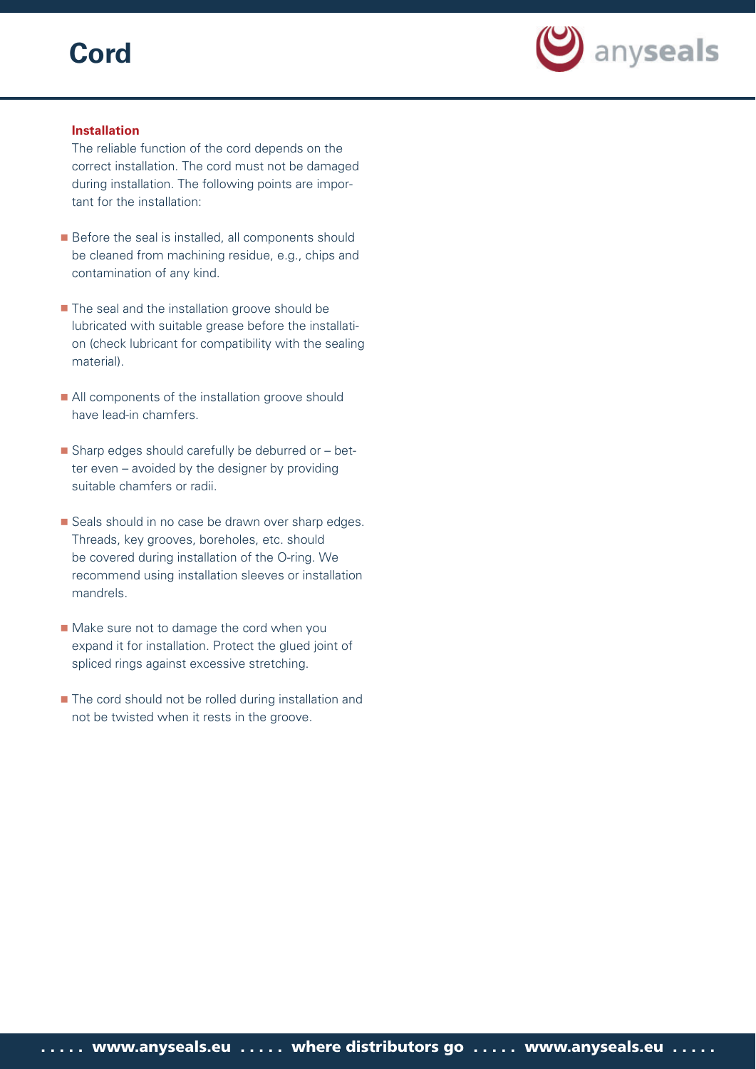## Installation

The reliable function of the cord depends on the correct installation. The cord must not be damaged during installation. The following points are important for the installation:

- Before the seal is installed, all components should be cleaned from machining residue, e.g., chips and contamination of any kind.
- The seal and the installation groove should be lubricated with suitable grease before the installation (check lubricant for compatibility with the sealing material).
- All components of the installation groove should have lead-in chamfers.
- Sharp edges should carefully be deburred or – better even – avoided by the designer by providing suitable chamfers or radii.
- Seals should in no case be drawn over sharp edges. Threads, key grooves, boreholes, etc. should be covered during installation of the O-ring. We recommend using installation sleeves or installation mandrels.
- Make sure not to damage the cord when you expand it for installation. Protect the glued joint of spliced rings against excessive stretching.
- The cord should not be rolled during installation and not be twisted when it rests in the groove.